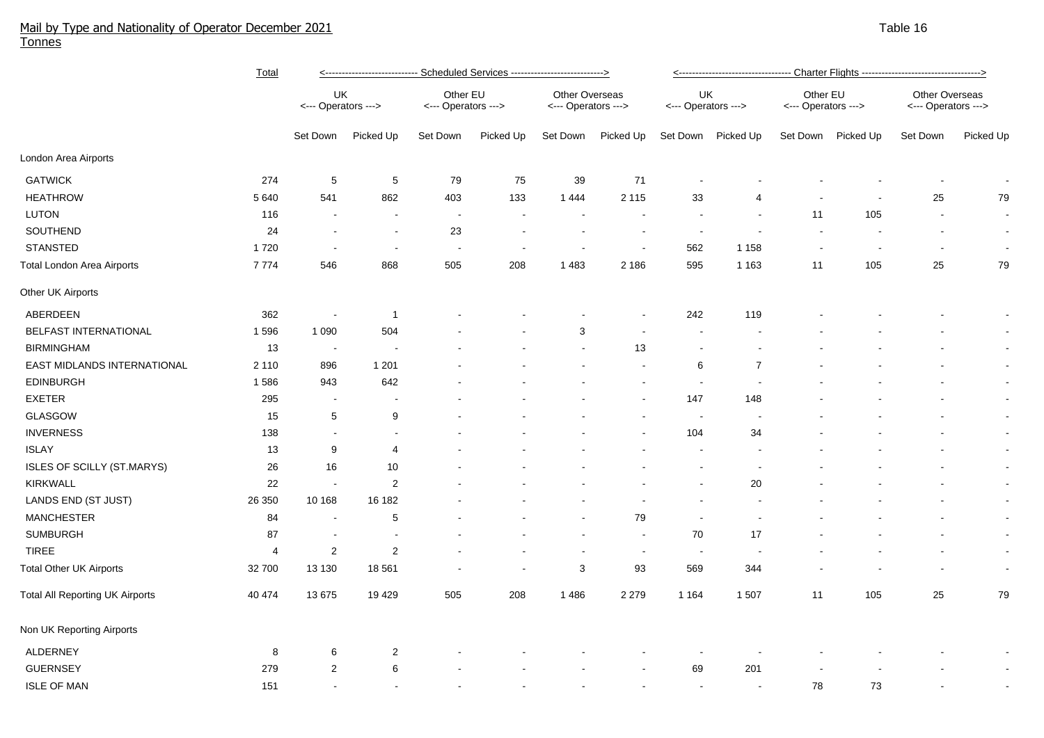## Mail by Type and Nationality of Operator December 2021

Tonnes

Table 16

| | Total | Scheduled Services | | | | | | Charter Flights | | | | | |
|---|---|---|---|---|---|---|---|---|---|---|---|---|---|
| | | UK <--- Operators ---> | | Other EU <--- Operators ---> | | Other Overseas <--- Operators ---> | | UK <--- Operators ---> | | Other EU <--- Operators ---> | | Other Overseas <--- Operators ---> | |
| | | Set Down | Picked Up | Set Down | Picked Up | Set Down | Picked Up | Set Down | Picked Up | Set Down | Picked Up | Set Down | Picked Up |
| **London Area Airports** | | | | | | | | | | | | | |
| GATWICK | 274 | 5 | 5 | 79 | 75 | 39 | 71 | - | - | - | - | - | - |
| HEATHROW | 5 640 | 541 | 862 | 403 | 133 | 1 444 | 2 115 | 33 | 4 | - | - | 25 | 79 |
| LUTON | 116 | - | - | - | - | - | - | - | - | 11 | 105 | - | - |
| SOUTHEND | 24 | - | - | 23 | - | - | - | - | - | - | - | - | - |
| STANSTED | 1 720 | - | - | - | - | - | - | 562 | 1 158 | - | - | - | - |
| Total London Area Airports | 7 774 | 546 | 868 | 505 | 208 | 1 483 | 2 186 | 595 | 1 163 | 11 | 105 | 25 | 79 |
| **Other UK Airports** | | | | | | | | | | | | | |
| ABERDEEN | 362 | - | 1 | - | - | - | - | 242 | 119 | - | - | - | - |
| BELFAST INTERNATIONAL | 1 596 | 1 090 | 504 | - | - | 3 | - | - | - | - | - | - | - |
| BIRMINGHAM | 13 | - | - | - | - | - | 13 | - | - | - | - | - | - |
| EAST MIDLANDS INTERNATIONAL | 2 110 | 896 | 1 201 | - | - | - | - | 6 | 7 | - | - | - | - |
| EDINBURGH | 1 586 | 943 | 642 | - | - | - | - | - | - | - | - | - | - |
| EXETER | 295 | - | - | - | - | - | - | 147 | 148 | - | - | - | - |
| GLASGOW | 15 | 5 | 9 | - | - | - | - | - | - | - | - | - | - |
| INVERNESS | 138 | - | - | - | - | - | - | 104 | 34 | - | - | - | - |
| ISLAY | 13 | 9 | 4 | - | - | - | - | - | - | - | - | - | - |
| ISLES OF SCILLY (ST.MARYS) | 26 | 16 | 10 | - | - | - | - | - | - | - | - | - | - |
| KIRKWALL | 22 | - | 2 | - | - | - | - | - | 20 | - | - | - | - |
| LANDS END (ST JUST) | 26 350 | 10 168 | 16 182 | - | - | - | - | - | - | - | - | - | - |
| MANCHESTER | 84 | - | 5 | - | - | - | 79 | - | - | - | - | - | - |
| SUMBURGH | 87 | - | - | - | - | - | - | 70 | 17 | - | - | - | - |
| TIREE | 4 | 2 | 2 | - | - | - | - | - | - | - | - | - | - |
| Total Other UK Airports | 32 700 | 13 130 | 18 561 | - | - | 3 | 93 | 569 | 344 | - | - | - | - |
| Total All Reporting UK Airports | 40 474 | 13 675 | 19 429 | 505 | 208 | 1 486 | 2 279 | 1 164 | 1 507 | 11 | 105 | 25 | 79 |
| **Non UK Reporting Airports** | | | | | | | | | | | | | |
| ALDERNEY | 8 | 6 | 2 | - | - | - | - | - | - | - | - | - | - |
| GUERNSEY | 279 | 2 | 6 | - | - | - | - | 69 | 201 | - | - | - | - |
| ISLE OF MAN | 151 | - | - | - | - | - | - | - | - | 78 | 73 | - | - |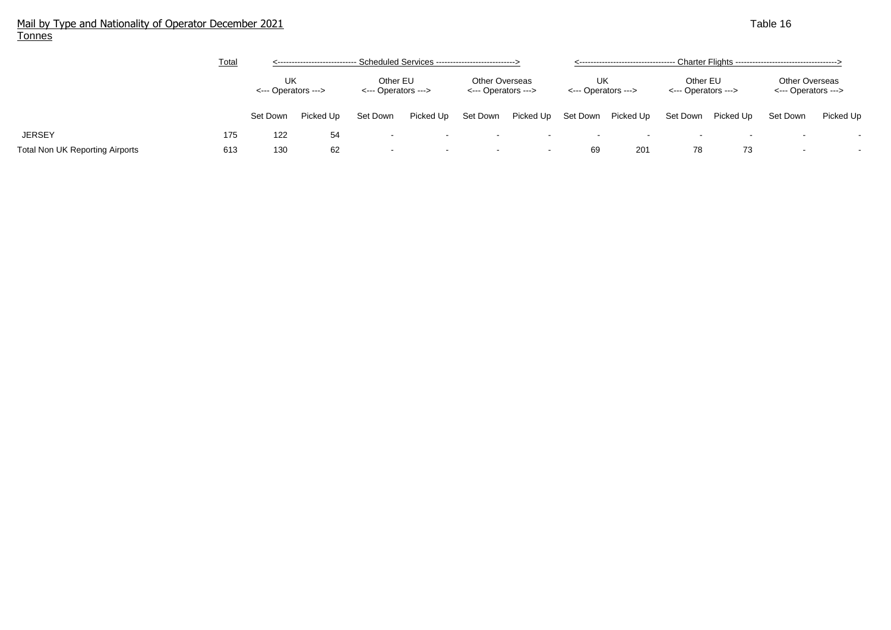Mail by Type and Nationality of Operator December 2021
Tonnes

Table 16

| | Total | Scheduled Services | | | | | | Charter Flights | | | | | |
|---|---|---|---|---|---|---|---|---|---|---|---|---|---|
| | | UK <--- Operators ---> | | Other EU <--- Operators ---> | | Other Overseas <--- Operators ---> | | UK <--- Operators ---> | | Other EU <--- Operators ---> | | Other Overseas <--- Operators ---> | |
| | | Set Down | Picked Up | Set Down | Picked Up | Set Down | Picked Up | Set Down | Picked Up | Set Down | Picked Up | Set Down | Picked Up |
| JERSEY | 175 | 122 | 54 | - | - | - | - | - | - | - | - | - | - |
| Total Non UK Reporting Airports | 613 | 130 | 62 | - | - | - | - | 69 | 201 | 78 | 73 | - | - |